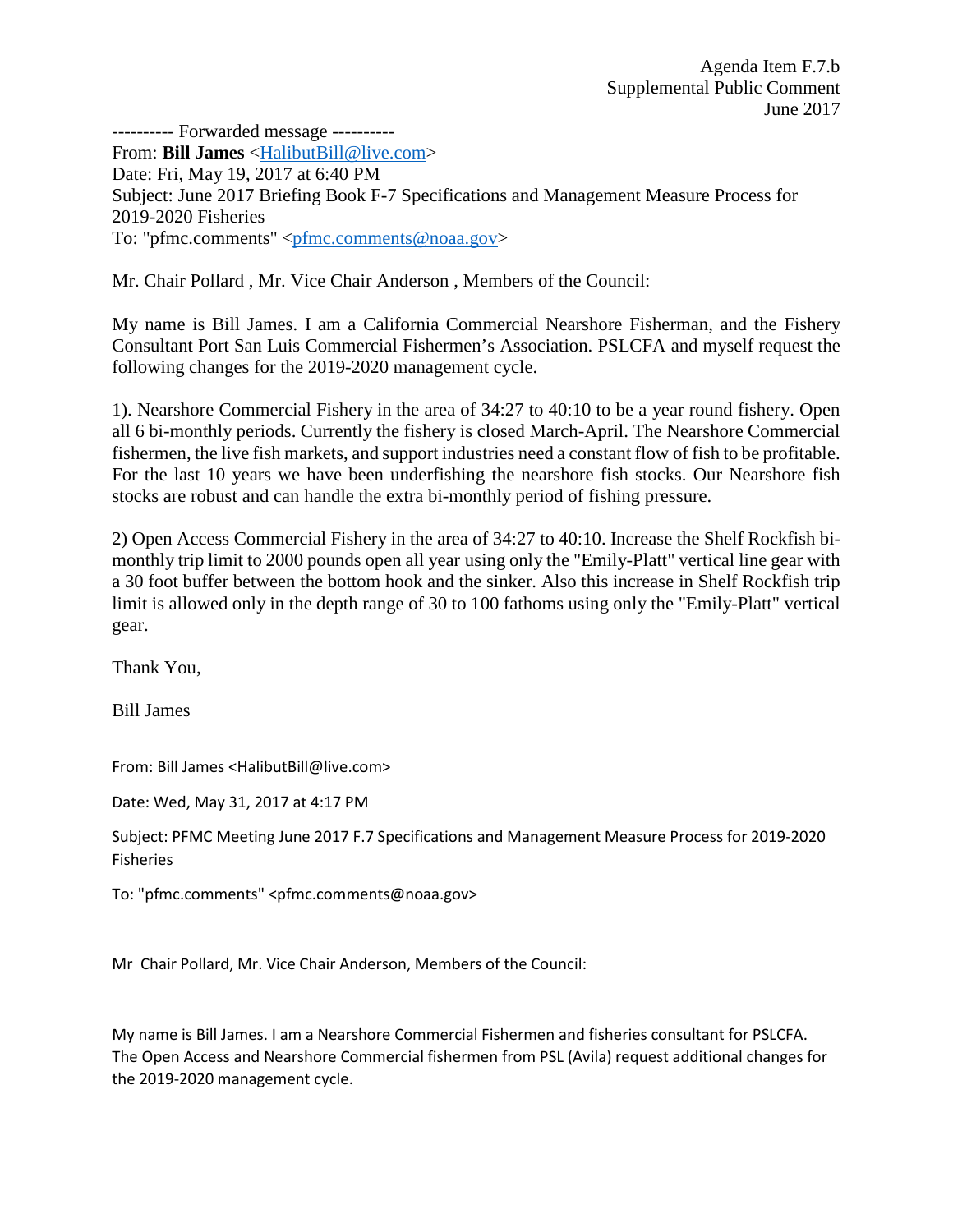Agenda Item F.7.b
Supplemental Public Comment
June 2017

---------- Forwarded message ----------
From: **Bill James** <HalibutBill@live.com>
Date: Fri, May 19, 2017 at 6:40 PM
Subject: June 2017 Briefing Book F-7 Specifications and Management Measure Process for 2019-2020 Fisheries
To: "pfmc.comments" <pfmc.comments@noaa.gov>

Mr. Chair Pollard , Mr. Vice Chair Anderson , Members of the Council:

My name is Bill James. I am a California Commercial Nearshore Fisherman, and the Fishery Consultant Port San Luis Commercial Fishermen's Association. PSLCFA and myself request the following changes for the 2019-2020 management cycle.

1). Nearshore Commercial Fishery in the area of 34:27 to 40:10 to be a year round fishery. Open all 6 bi-monthly periods. Currently the fishery is closed March-April. The Nearshore Commercial fishermen, the live fish markets, and support industries need a constant flow of fish to be profitable. For the last 10 years we have been underfishing the nearshore fish stocks. Our Nearshore fish stocks are robust and can handle the extra bi-monthly period of fishing pressure.

2) Open Access Commercial Fishery in the area of 34:27 to 40:10. Increase the Shelf Rockfish bi-monthly trip limit to 2000 pounds open all year using only the "Emily-Platt" vertical line gear with a 30 foot buffer between the bottom hook and the sinker. Also this increase in Shelf Rockfish trip limit is allowed only in the depth range of 30 to 100 fathoms using only the "Emily-Platt" vertical gear.

Thank You,

Bill James

From: Bill James <HalibutBill@live.com>

Date: Wed, May 31, 2017 at 4:17 PM

Subject: PFMC Meeting June 2017 F.7 Specifications and Management Measure Process for 2019-2020 Fisheries

To: "pfmc.comments" <pfmc.comments@noaa.gov>

Mr Chair Pollard, Mr. Vice Chair Anderson, Members of the Council:

My name is Bill James. I am a Nearshore Commercial Fishermen and fisheries consultant for PSLCFA. The Open Access and Nearshore Commercial fishermen from PSL (Avila) request additional changes for the 2019-2020 management cycle.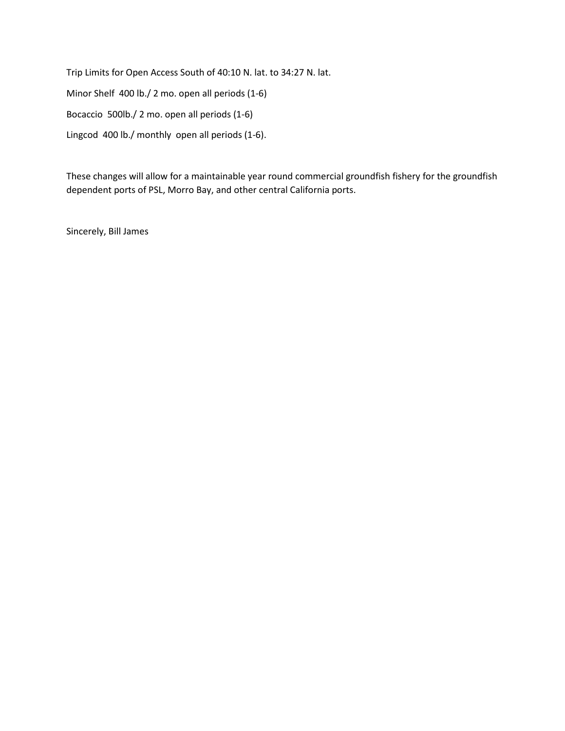Trip Limits for Open Access South of 40:10 N. lat. to 34:27 N. lat.

Minor Shelf 400 lb./ 2 mo. open all periods (1-6)

Bocaccio 500lb./ 2 mo. open all periods (1-6)

Lingcod 400 lb./ monthly open all periods (1-6).

These changes will allow for a maintainable year round commercial groundfish fishery for the groundfish dependent ports of PSL, Morro Bay, and other central California ports.

Sincerely, Bill James